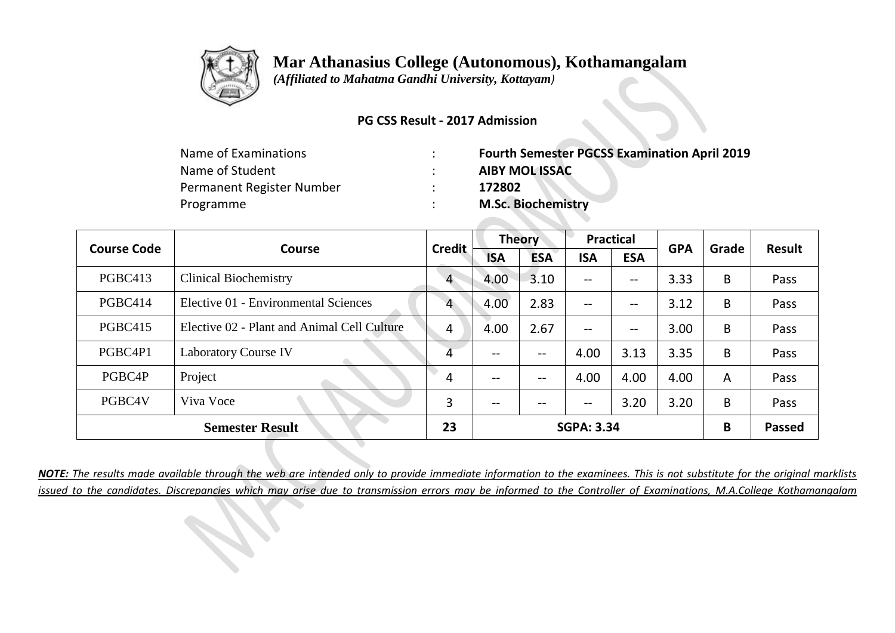# Mar Athanasius College (Autonomous), Kothamangalam

*(Affiliated to Mahatma Gandhi University, Kottayam)*

**PG CSS Result - 2017 Admission**

| | | |
|---|---|---|
| Name of Examinations | : | **Fourth Semester PGCSS Examination April 2019** |
| Name of Student | : | **AIBY MOL ISSAC** |
| Permanent Register Number | : | **172802** |
| Programme | : | **M.Sc. Biochemistry** |

| Course Code | Course | Credit | Theory | | Practical | | GPA | Grade | Result |
|---|---|---|---|---|---|---|---|---|---|
| | | | ISA | ESA | ISA | ESA | | | |
| PGBC413 | Clinical Biochemistry | 4 | 4.00 | 3.10 | -- | -- | 3.33 | B | Pass |
| PGBC414 | Elective 01 - Environmental Sciences | 4 | 4.00 | 2.83 | -- | -- | 3.12 | B | Pass |
| PGBC415 | Elective 02 - Plant and Animal Cell Culture | 4 | 4.00 | 2.67 | -- | -- | 3.00 | B | Pass |
| PGBC4P1 | Laboratory Course IV | 4 | -- | -- | 4.00 | 3.13 | 3.35 | B | Pass |
| PGBC4P | Project | 4 | -- | -- | 4.00 | 4.00 | 4.00 | A | Pass |
| PGBC4V | Viva Voce | 3 | -- | -- | -- | 3.20 | 3.20 | B | Pass |
| **Semester Result** | | **23** | **SGPA: 3.34** | | | | | **B** | **Passed** |

***NOTE:*** *The results made available through the web are intended only to provide immediate information to the examinees. This is not substitute for the original marklists issued to the candidates. Discrepancies which may arise due to transmission errors may be informed to the Controller of Examinations, M.A.College Kothamangalam*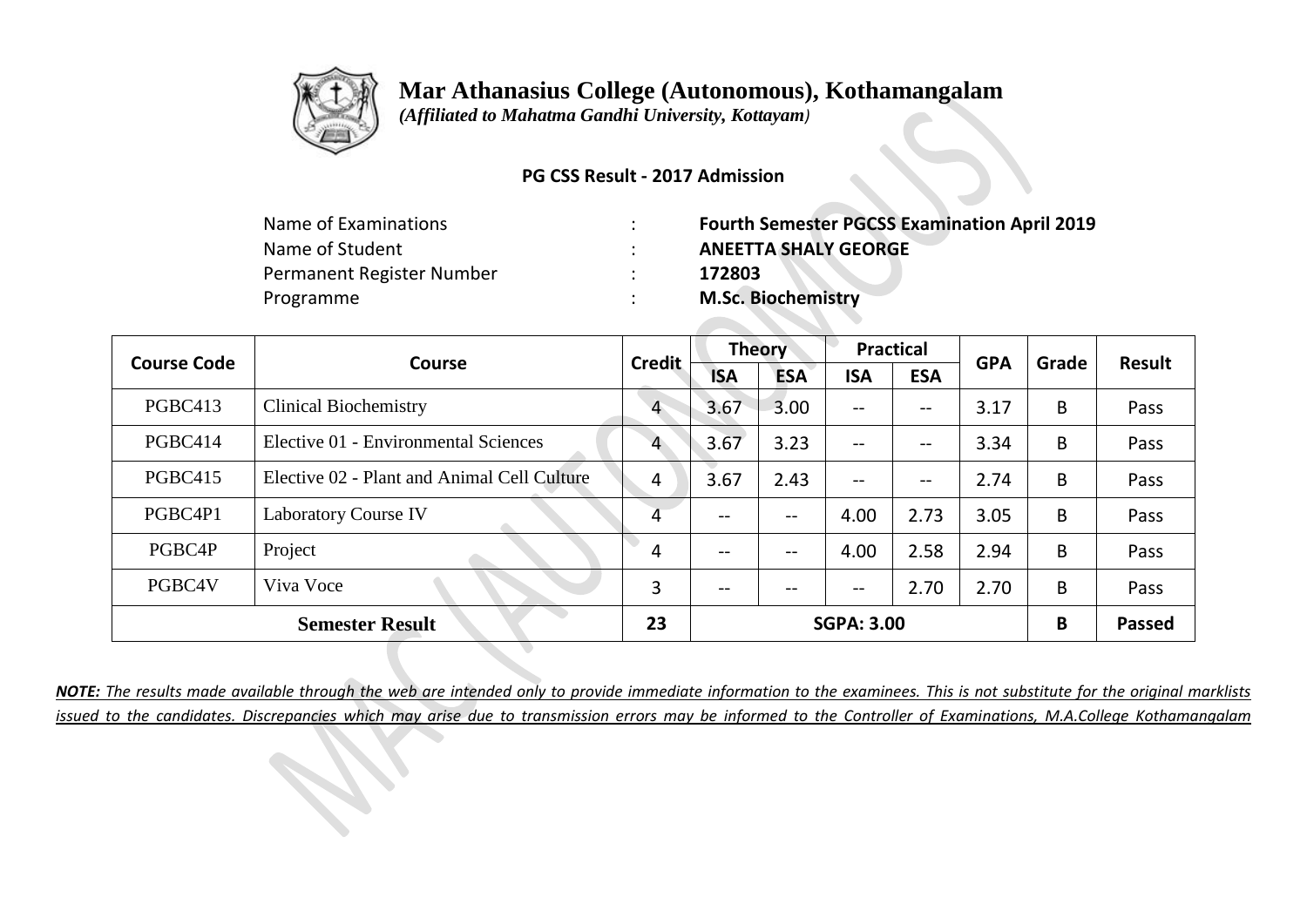# Mar Athanasius College (Autonomous), Kothamangalam

*(Affiliated to Mahatma Gandhi University, Kottayam)*

**PG CSS Result - 2017 Admission**

| | | |
|---|---|---|
| Name of Examinations | : | **Fourth Semester PGCSS Examination April 2019** |
| Name of Student | : | **ANEETTA SHALY GEORGE** |
| Permanent Register Number | : | **172803** |
| Programme | : | **M.Sc. Biochemistry** |

| Course Code | Course | Credit | Theory | | Practical | | GPA | Grade | Result |
|---|---|---|---|---|---|---|---|---|---|
| | | | ISA | ESA | ISA | ESA | | | |
| PGBC413 | Clinical Biochemistry | 4 | 3.67 | 3.00 | -- | -- | 3.17 | B | Pass |
| PGBC414 | Elective 01 - Environmental Sciences | 4 | 3.67 | 3.23 | -- | -- | 3.34 | B | Pass |
| PGBC415 | Elective 02 - Plant and Animal Cell Culture | 4 | 3.67 | 2.43 | -- | -- | 2.74 | B | Pass |
| PGBC4P1 | Laboratory Course IV | 4 | -- | -- | 4.00 | 2.73 | 3.05 | B | Pass |
| PGBC4P | Project | 4 | -- | -- | 4.00 | 2.58 | 2.94 | B | Pass |
| PGBC4V | Viva Voce | 3 | -- | -- | -- | 2.70 | 2.70 | B | Pass |
| **Semester Result** | | **23** | **SGPA: 3.00** | | | | | **B** | **Passed** |

***NOTE:*** *The results made available through the web are intended only to provide immediate information to the examinees. This is not substitute for the original marklists issued to the candidates. Discrepancies which may arise due to transmission errors may be informed to the Controller of Examinations, M.A.College Kothamangalam*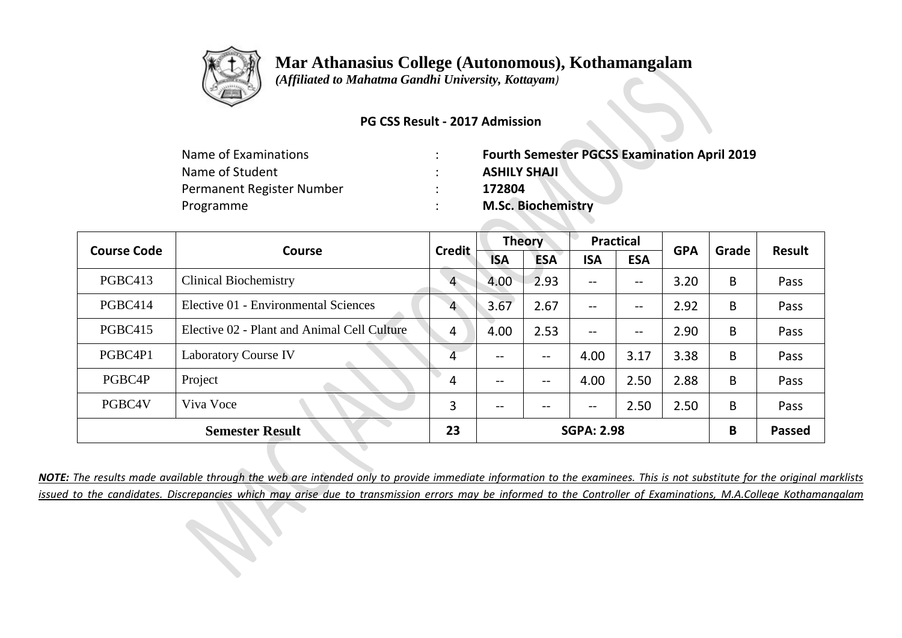# Mar Athanasius College (Autonomous), Kothamangalam

*(Affiliated to Mahatma Gandhi University, Kottayam)*

**PG CSS Result - 2017 Admission**

| | | |
|---|---|---|
| Name of Examinations | : | **Fourth Semester PGCSS Examination April 2019** |
| Name of Student | : | **ASHILY SHAJI** |
| Permanent Register Number | : | **172804** |
| Programme | : | **M.Sc. Biochemistry** |

| Course Code | Course | Credit | Theory | | Practical | | GPA | Grade | Result |
|---|---|---|---|---|---|---|---|---|---|
| | | | ISA | ESA | ISA | ESA | | | |
| PGBC413 | Clinical Biochemistry | 4 | 4.00 | 2.93 | -- | -- | 3.20 | B | Pass |
| PGBC414 | Elective 01 - Environmental Sciences | 4 | 3.67 | 2.67 | -- | -- | 2.92 | B | Pass |
| PGBC415 | Elective 02 - Plant and Animal Cell Culture | 4 | 4.00 | 2.53 | -- | -- | 2.90 | B | Pass |
| PGBC4P1 | Laboratory Course IV | 4 | -- | -- | 4.00 | 3.17 | 3.38 | B | Pass |
| PGBC4P | Project | 4 | -- | -- | 4.00 | 2.50 | 2.88 | B | Pass |
| PGBC4V | Viva Voce | 3 | -- | -- | -- | 2.50 | 2.50 | B | Pass |
| **Semester Result** | | **23** | **SGPA: 2.98** | | | | | **B** | **Passed** |

***NOTE:*** *The results made available through the web are intended only to provide immediate information to the examinees. This is not substitute for the original marklists issued to the candidates. Discrepancies which may arise due to transmission errors may be informed to the Controller of Examinations, M.A.College Kothamangalam*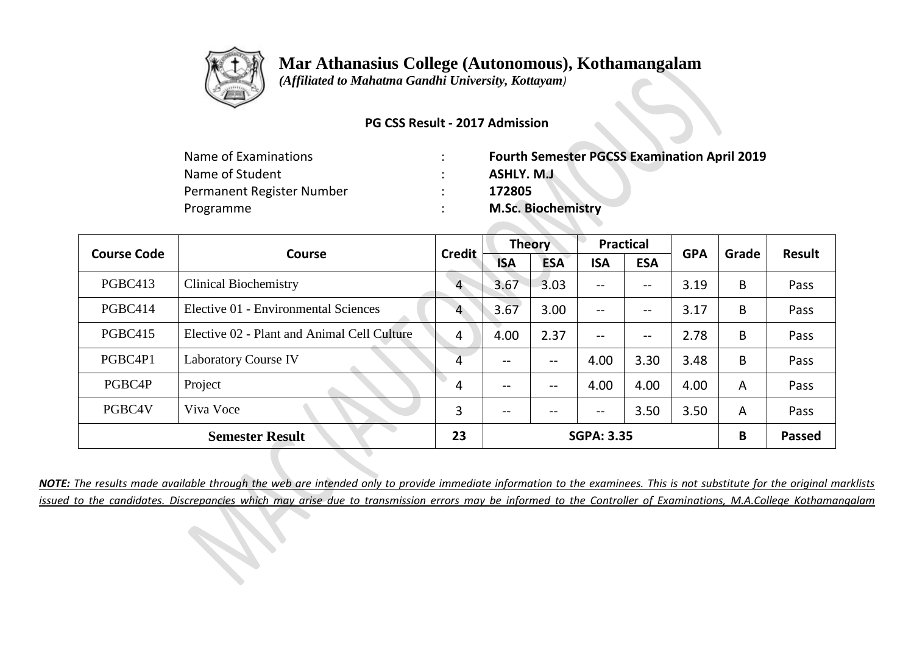# Mar Athanasius College (Autonomous), Kothamangalam

*(Affiliated to Mahatma Gandhi University, Kottayam)*

**PG CSS Result - 2017 Admission**

| | | |
|---|---|---|
| Name of Examinations | : | **Fourth Semester PGCSS Examination April 2019** |
| Name of Student | : | **ASHLY. M.J** |
| Permanent Register Number | : | **172805** |
| Programme | : | **M.Sc. Biochemistry** |

| Course Code | Course | Credit | Theory | | Practical | | GPA | Grade | Result |
|---|---|---|---|---|---|---|---|---|---|
| | | | ISA | ESA | ISA | ESA | | | |
| PGBC413 | Clinical Biochemistry | 4 | 3.67 | 3.03 | -- | -- | 3.19 | B | Pass |
| PGBC414 | Elective 01 - Environmental Sciences | 4 | 3.67 | 3.00 | -- | -- | 3.17 | B | Pass |
| PGBC415 | Elective 02 - Plant and Animal Cell Culture | 4 | 4.00 | 2.37 | -- | -- | 2.78 | B | Pass |
| PGBC4P1 | Laboratory Course IV | 4 | -- | -- | 4.00 | 3.30 | 3.48 | B | Pass |
| PGBC4P | Project | 4 | -- | -- | 4.00 | 4.00 | 4.00 | A | Pass |
| PGBC4V | Viva Voce | 3 | -- | -- | -- | 3.50 | 3.50 | A | Pass |
| **Semester Result** | | **23** | **SGPA: 3.35** | | | | | **B** | **Passed** |

***NOTE:*** *The results made available through the web are intended only to provide immediate information to the examinees. This is not substitute for the original marklists issued to the candidates. Discrepancies which may arise due to transmission errors may be informed to the Controller of Examinations, M.A.College Kothamangalam*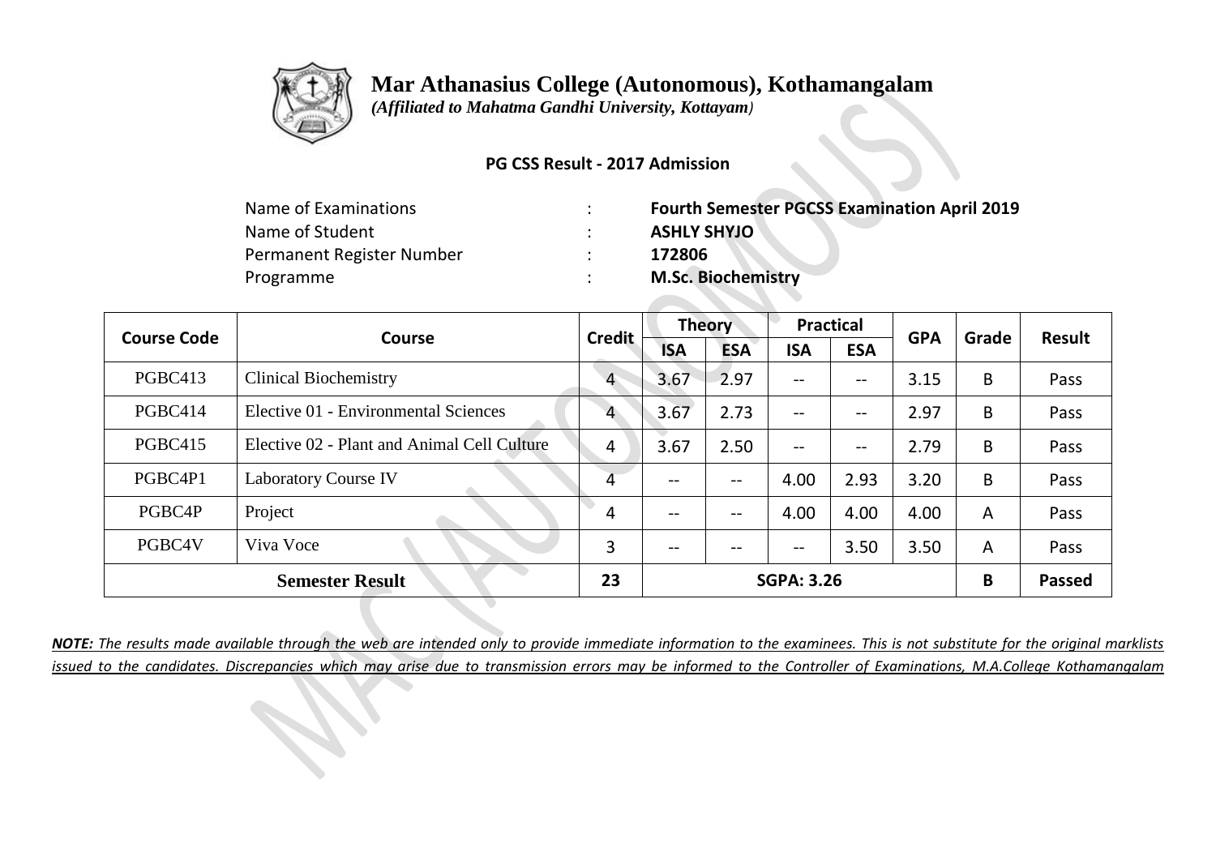# Mar Athanasius College (Autonomous), Kothamangalam

*(Affiliated to Mahatma Gandhi University, Kottayam)*

**PG CSS Result - 2017 Admission**

| | | |
|---|---|---|
| Name of Examinations | : | **Fourth Semester PGCSS Examination April 2019** |
| Name of Student | : | **ASHLY SHYJO** |
| Permanent Register Number | : | **172806** |
| Programme | : | **M.Sc. Biochemistry** |

| Course Code | Course | Credit | Theory | | Practical | | GPA | Grade | Result |
|---|---|---|---|---|---|---|---|---|---|
| | | | ISA | ESA | ISA | ESA | | | |
| PGBC413 | Clinical Biochemistry | 4 | 3.67 | 2.97 | -- | -- | 3.15 | B | Pass |
| PGBC414 | Elective 01 - Environmental Sciences | 4 | 3.67 | 2.73 | -- | -- | 2.97 | B | Pass |
| PGBC415 | Elective 02 - Plant and Animal Cell Culture | 4 | 3.67 | 2.50 | -- | -- | 2.79 | B | Pass |
| PGBC4P1 | Laboratory Course IV | 4 | -- | -- | 4.00 | 2.93 | 3.20 | B | Pass |
| PGBC4P | Project | 4 | -- | -- | 4.00 | 4.00 | 4.00 | A | Pass |
| PGBC4V | Viva Voce | 3 | -- | -- | -- | 3.50 | 3.50 | A | Pass |
| **Semester Result** | | **23** | **SGPA: 3.26** | | | | | **B** | **Passed** |

***NOTE:*** *The results made available through the web are intended only to provide immediate information to the examinees. This is not substitute for the original marklists issued to the candidates. Discrepancies which may arise due to transmission errors may be informed to the Controller of Examinations, M.A.College Kothamangalam*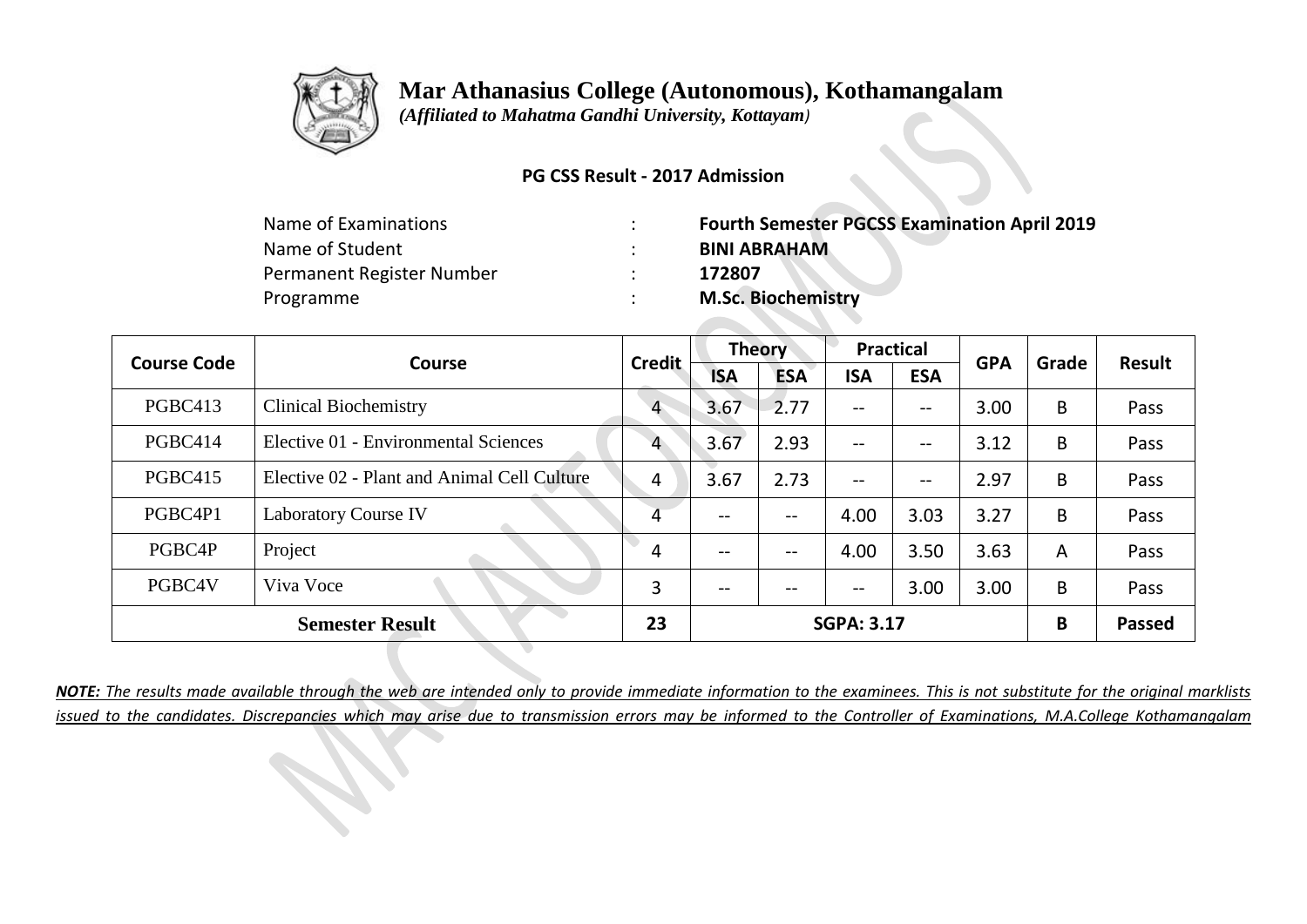# Mar Athanasius College (Autonomous), Kothamangalam

*(Affiliated to Mahatma Gandhi University, Kottayam)*

**PG CSS Result - 2017 Admission**

| | | |
|---|---|---|
| Name of Examinations | : | **Fourth Semester PGCSS Examination April 2019** |
| Name of Student | : | **BINI ABRAHAM** |
| Permanent Register Number | : | **172807** |
| Programme | : | **M.Sc. Biochemistry** |

| Course Code | Course | Credit | Theory | | Practical | | GPA | Grade | Result |
|---|---|---|---|---|---|---|---|---|---|
| | | | ISA | ESA | ISA | ESA | | | |
| PGBC413 | Clinical Biochemistry | 4 | 3.67 | 2.77 | -- | -- | 3.00 | B | Pass |
| PGBC414 | Elective 01 - Environmental Sciences | 4 | 3.67 | 2.93 | -- | -- | 3.12 | B | Pass |
| PGBC415 | Elective 02 - Plant and Animal Cell Culture | 4 | 3.67 | 2.73 | -- | -- | 2.97 | B | Pass |
| PGBC4P1 | Laboratory Course IV | 4 | -- | -- | 4.00 | 3.03 | 3.27 | B | Pass |
| PGBC4P | Project | 4 | -- | -- | 4.00 | 3.50 | 3.63 | A | Pass |
| PGBC4V | Viva Voce | 3 | -- | -- | -- | 3.00 | 3.00 | B | Pass |
| **Semester Result** | | **23** | **SGPA: 3.17** | | | | | **B** | **Passed** |

***NOTE:*** *The results made available through the web are intended only to provide immediate information to the examinees. This is not substitute for the original marklists issued to the candidates. Discrepancies which may arise due to transmission errors may be informed to the Controller of Examinations, M.A.College Kothamangalam*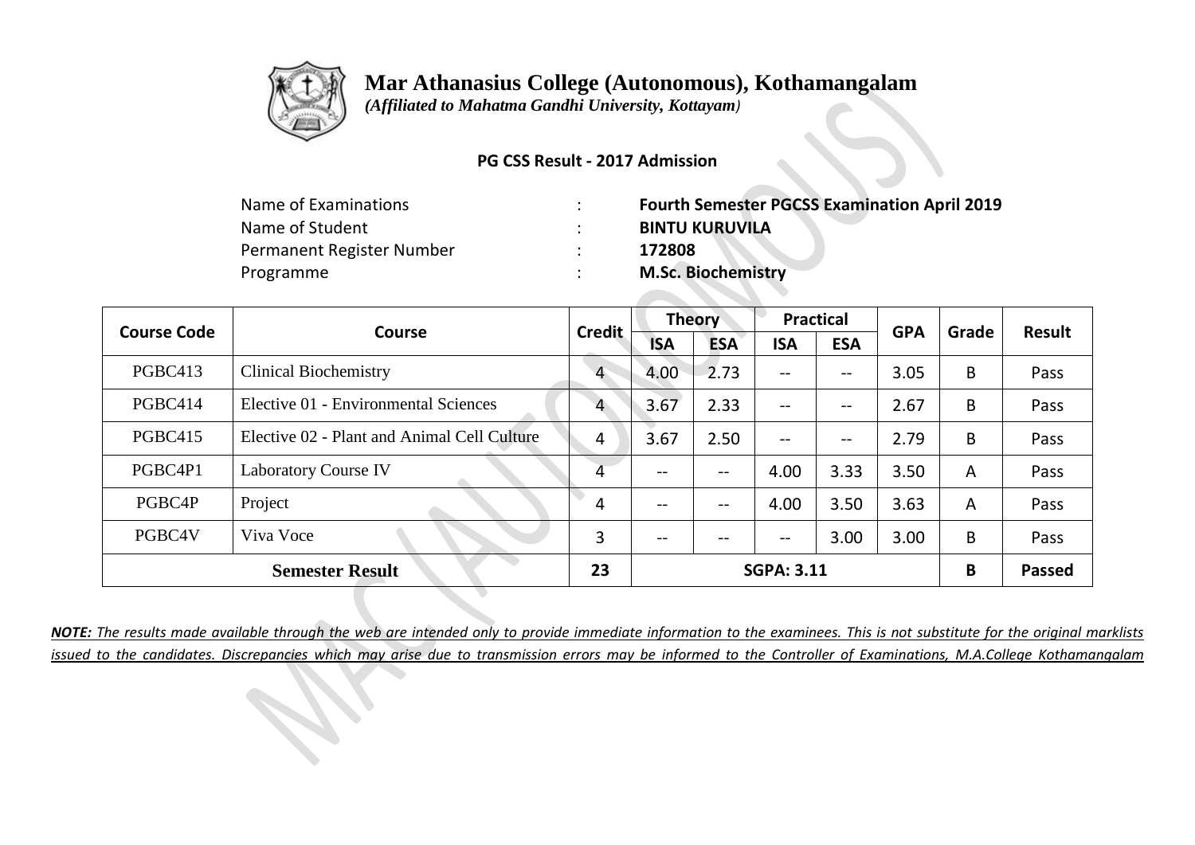# Mar Athanasius College (Autonomous), Kothamangalam

*(Affiliated to Mahatma Gandhi University, Kottayam)*

**PG CSS Result - 2017 Admission**

| | | |
|---|---|---|
| Name of Examinations | : | **Fourth Semester PGCSS Examination April 2019** |
| Name of Student | : | **BINTU KURUVILA** |
| Permanent Register Number | : | **172808** |
| Programme | : | **M.Sc. Biochemistry** |

| Course Code | Course | Credit | Theory | | Practical | | GPA | Grade | Result |
|---|---|---|---|---|---|---|---|---|---|
| | | | ISA | ESA | ISA | ESA | | | |
| PGBC413 | Clinical Biochemistry | 4 | 4.00 | 2.73 | -- | -- | 3.05 | B | Pass |
| PGBC414 | Elective 01 - Environmental Sciences | 4 | 3.67 | 2.33 | -- | -- | 2.67 | B | Pass |
| PGBC415 | Elective 02 - Plant and Animal Cell Culture | 4 | 3.67 | 2.50 | -- | -- | 2.79 | B | Pass |
| PGBC4P1 | Laboratory Course IV | 4 | -- | -- | 4.00 | 3.33 | 3.50 | A | Pass |
| PGBC4P | Project | 4 | -- | -- | 4.00 | 3.50 | 3.63 | A | Pass |
| PGBC4V | Viva Voce | 3 | -- | -- | -- | 3.00 | 3.00 | B | Pass |
| **Semester Result** | | **23** | **SGPA: 3.11** | | | | | **B** | **Passed** |

***NOTE:*** *The results made available through the web are intended only to provide immediate information to the examinees. This is not substitute for the original marklists issued to the candidates. Discrepancies which may arise due to transmission errors may be informed to the Controller of Examinations, M.A.College Kothamangalam*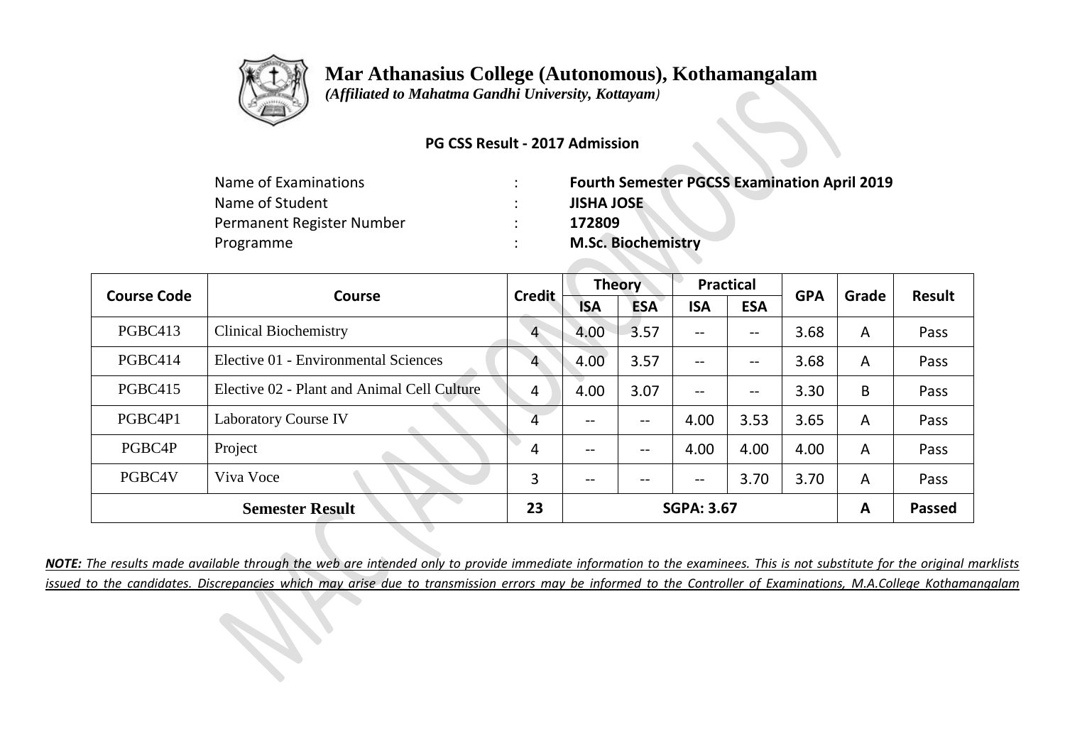# Mar Athanasius College (Autonomous), Kothamangalam

*(Affiliated to Mahatma Gandhi University, Kottayam)*

**PG CSS Result - 2017 Admission**

| | | |
|---|---|---|
| Name of Examinations | : | **Fourth Semester PGCSS Examination April 2019** |
| Name of Student | : | **JISHA JOSE** |
| Permanent Register Number | : | **172809** |
| Programme | : | **M.Sc. Biochemistry** |

| Course Code | Course | Credit | Theory | | Practical | | GPA | Grade | Result |
|---|---|---|---|---|---|---|---|---|---|
| | | | ISA | ESA | ISA | ESA | | | |
| PGBC413 | Clinical Biochemistry | 4 | 4.00 | 3.57 | -- | -- | 3.68 | A | Pass |
| PGBC414 | Elective 01 - Environmental Sciences | 4 | 4.00 | 3.57 | -- | -- | 3.68 | A | Pass |
| PGBC415 | Elective 02 - Plant and Animal Cell Culture | 4 | 4.00 | 3.07 | -- | -- | 3.30 | B | Pass |
| PGBC4P1 | Laboratory Course IV | 4 | -- | -- | 4.00 | 3.53 | 3.65 | A | Pass |
| PGBC4P | Project | 4 | -- | -- | 4.00 | 4.00 | 4.00 | A | Pass |
| PGBC4V | Viva Voce | 3 | -- | -- | -- | 3.70 | 3.70 | A | Pass |
| **Semester Result** | | **23** | **SGPA: 3.67** | | | | | **A** | **Passed** |

***NOTE:*** *The results made available through the web are intended only to provide immediate information to the examinees. This is not substitute for the original marklists issued to the candidates. Discrepancies which may arise due to transmission errors may be informed to the Controller of Examinations, M.A.College Kothamangalam*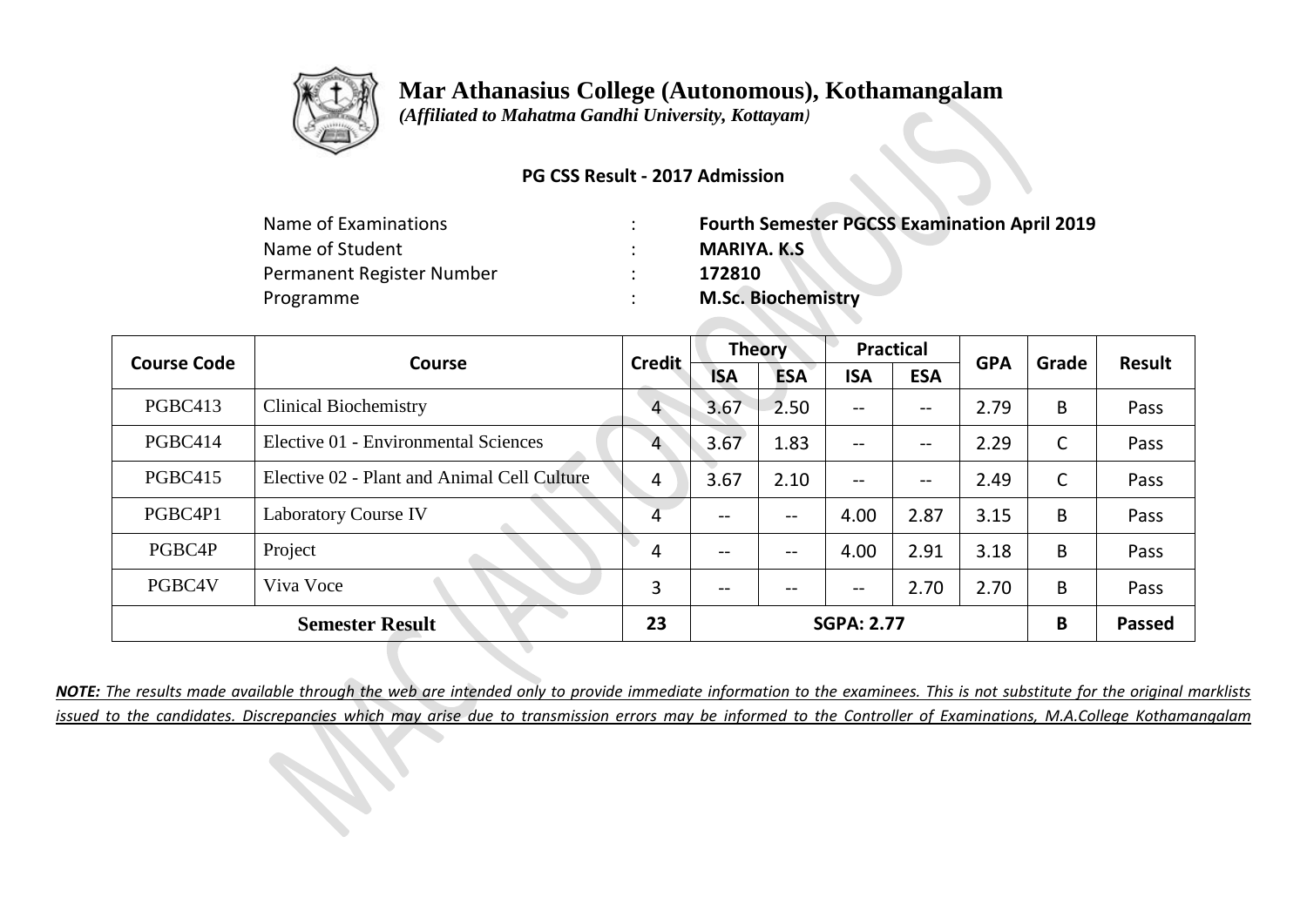# Mar Athanasius College (Autonomous), Kothamangalam

*(Affiliated to Mahatma Gandhi University, Kottayam)*

**PG CSS Result - 2017 Admission**

| | | |
|---|---|---|
| Name of Examinations | : | **Fourth Semester PGCSS Examination April 2019** |
| Name of Student | : | **MARIYA. K.S** |
| Permanent Register Number | : | **172810** |
| Programme | : | **M.Sc. Biochemistry** |

| Course Code | Course | Credit | Theory | | Practical | | GPA | Grade | Result |
|---|---|---|---|---|---|---|---|---|---|
| | | | ISA | ESA | ISA | ESA | | | |
| PGBC413 | Clinical Biochemistry | 4 | 3.67 | 2.50 | -- | -- | 2.79 | B | Pass |
| PGBC414 | Elective 01 - Environmental Sciences | 4 | 3.67 | 1.83 | -- | -- | 2.29 | C | Pass |
| PGBC415 | Elective 02 - Plant and Animal Cell Culture | 4 | 3.67 | 2.10 | -- | -- | 2.49 | C | Pass |
| PGBC4P1 | Laboratory Course IV | 4 | -- | -- | 4.00 | 2.87 | 3.15 | B | Pass |
| PGBC4P | Project | 4 | -- | -- | 4.00 | 2.91 | 3.18 | B | Pass |
| PGBC4V | Viva Voce | 3 | -- | -- | -- | 2.70 | 2.70 | B | Pass |
| **Semester Result** | | **23** | **SGPA: 2.77** | | | | | **B** | **Passed** |

***NOTE:*** *The results made available through the web are intended only to provide immediate information to the examinees. This is not substitute for the original marklists issued to the candidates. Discrepancies which may arise due to transmission errors may be informed to the Controller of Examinations, M.A.College Kothamangalam*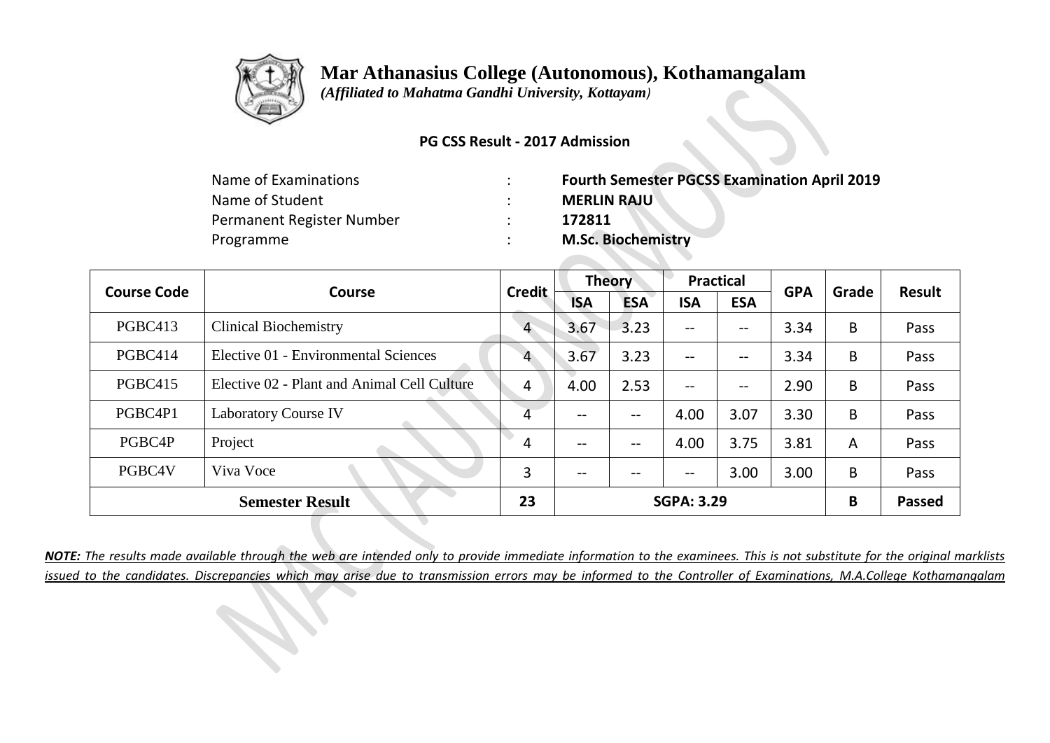# Mar Athanasius College (Autonomous), Kothamangalam

*(Affiliated to Mahatma Gandhi University, Kottayam)*

**PG CSS Result - 2017 Admission**

| | | |
|---|---|---|
| Name of Examinations | : | **Fourth Semester PGCSS Examination April 2019** |
| Name of Student | : | **MERLIN RAJU** |
| Permanent Register Number | : | **172811** |
| Programme | : | **M.Sc. Biochemistry** |

| Course Code | Course | Credit | Theory | | Practical | | GPA | Grade | Result |
|---|---|---|---|---|---|---|---|---|---|
| | | | ISA | ESA | ISA | ESA | | | |
| PGBC413 | Clinical Biochemistry | 4 | 3.67 | 3.23 | -- | -- | 3.34 | B | Pass |
| PGBC414 | Elective 01 - Environmental Sciences | 4 | 3.67 | 3.23 | -- | -- | 3.34 | B | Pass |
| PGBC415 | Elective 02 - Plant and Animal Cell Culture | 4 | 4.00 | 2.53 | -- | -- | 2.90 | B | Pass |
| PGBC4P1 | Laboratory Course IV | 4 | -- | -- | 4.00 | 3.07 | 3.30 | B | Pass |
| PGBC4P | Project | 4 | -- | -- | 4.00 | 3.75 | 3.81 | A | Pass |
| PGBC4V | Viva Voce | 3 | -- | -- | -- | 3.00 | 3.00 | B | Pass |
| **Semester Result** | | **23** | **SGPA: 3.29** | | | | | **B** | **Passed** |

***NOTE:*** *The results made available through the web are intended only to provide immediate information to the examinees. This is not substitute for the original marklists issued to the candidates. Discrepancies which may arise due to transmission errors may be informed to the Controller of Examinations, M.A.College Kothamangalam*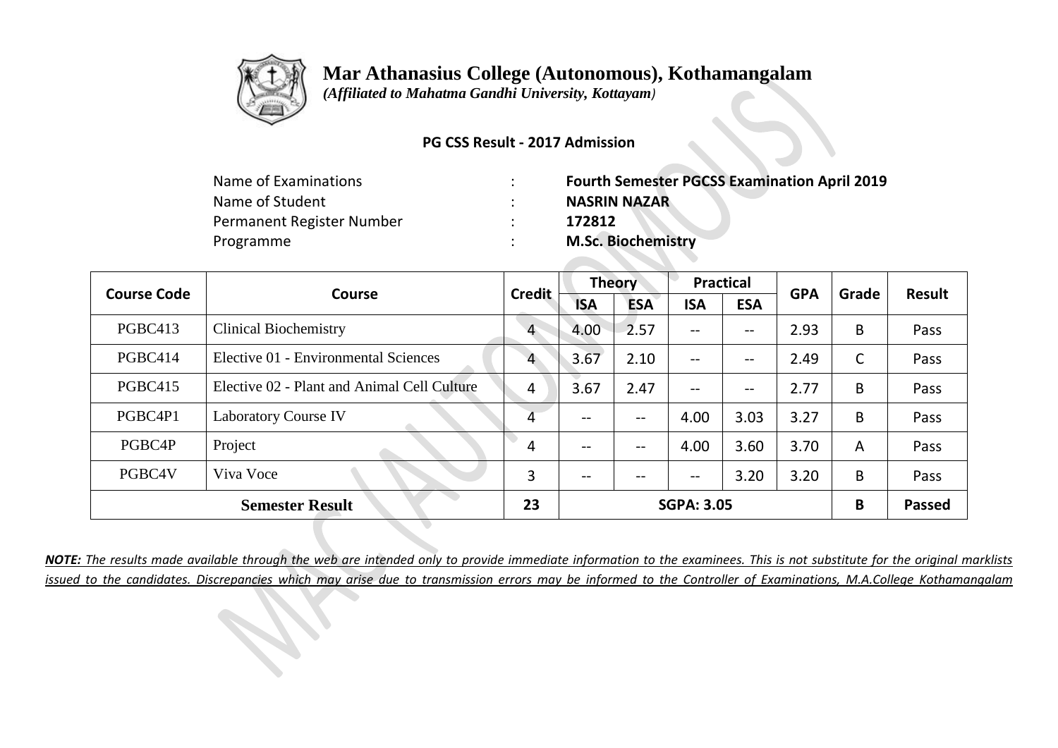# Mar Athanasius College (Autonomous), Kothamangalam

*(Affiliated to Mahatma Gandhi University, Kottayam)*

**PG CSS Result - 2017 Admission**

| | | |
|---|---|---|
| Name of Examinations | : | **Fourth Semester PGCSS Examination April 2019** |
| Name of Student | : | **NASRIN NAZAR** |
| Permanent Register Number | : | **172812** |
| Programme | : | **M.Sc. Biochemistry** |

| Course Code | Course | Credit | Theory | | Practical | | GPA | Grade | Result |
|---|---|---|---|---|---|---|---|---|---|
| | | | ISA | ESA | ISA | ESA | | | |
| PGBC413 | Clinical Biochemistry | 4 | 4.00 | 2.57 | -- | -- | 2.93 | B | Pass |
| PGBC414 | Elective 01 - Environmental Sciences | 4 | 3.67 | 2.10 | -- | -- | 2.49 | C | Pass |
| PGBC415 | Elective 02 - Plant and Animal Cell Culture | 4 | 3.67 | 2.47 | -- | -- | 2.77 | B | Pass |
| PGBC4P1 | Laboratory Course IV | 4 | -- | -- | 4.00 | 3.03 | 3.27 | B | Pass |
| PGBC4P | Project | 4 | -- | -- | 4.00 | 3.60 | 3.70 | A | Pass |
| PGBC4V | Viva Voce | 3 | -- | -- | -- | 3.20 | 3.20 | B | Pass |
| **Semester Result** | | **23** | **SGPA: 3.05** | | | | | **B** | **Passed** |

***NOTE:*** *The results made available through the web are intended only to provide immediate information to the examinees. This is not substitute for the original marklists issued to the candidates. Discrepancies which may arise due to transmission errors may be informed to the Controller of Examinations, M.A.College Kothamangalam*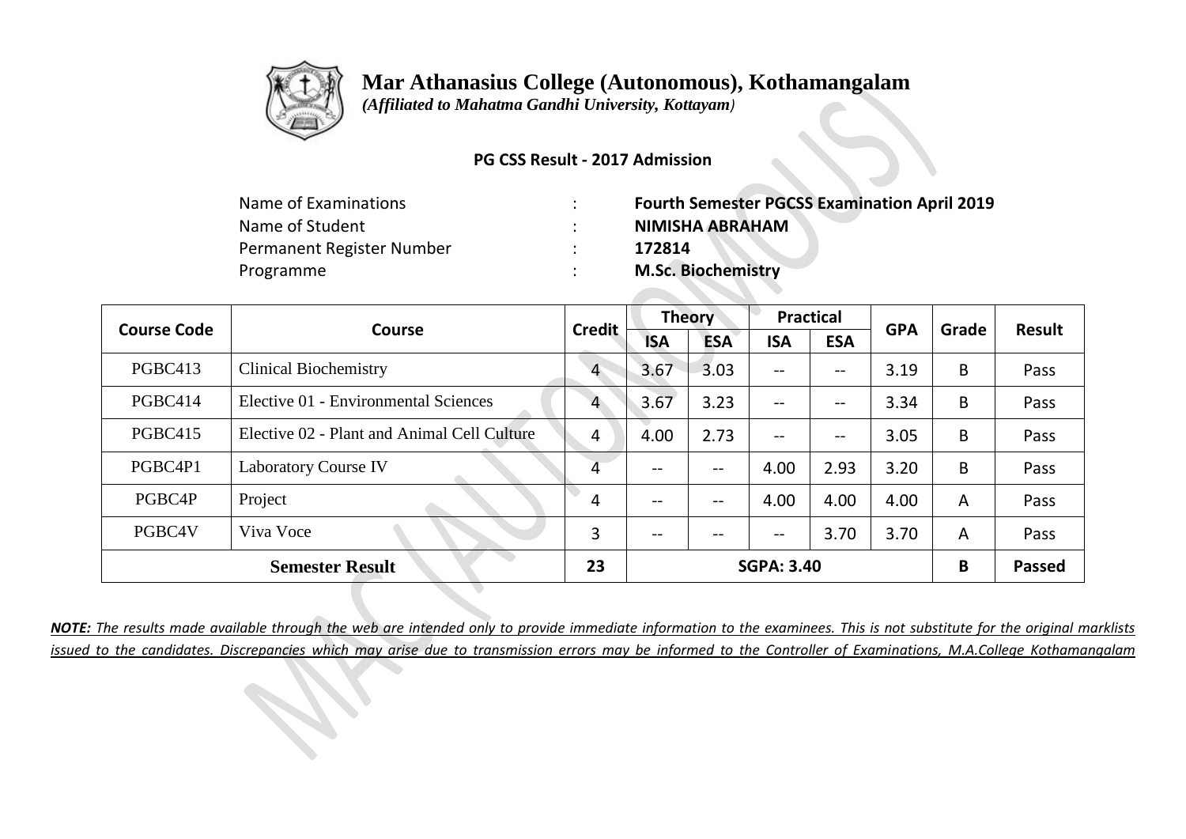# Mar Athanasius College (Autonomous), Kothamangalam

*(Affiliated to Mahatma Gandhi University, Kottayam)*

**PG CSS Result - 2017 Admission**

| | | |
|---|---|---|
| Name of Examinations | : | **Fourth Semester PGCSS Examination April 2019** |
| Name of Student | : | **NIMISHA ABRAHAM** |
| Permanent Register Number | : | **172814** |
| Programme | : | **M.Sc. Biochemistry** |

| Course Code | Course | Credit | Theory | | Practical | | GPA | Grade | Result |
|---|---|---|---|---|---|---|---|---|---|
| | | | ISA | ESA | ISA | ESA | | | |
| PGBC413 | Clinical Biochemistry | 4 | 3.67 | 3.03 | -- | -- | 3.19 | B | Pass |
| PGBC414 | Elective 01 - Environmental Sciences | 4 | 3.67 | 3.23 | -- | -- | 3.34 | B | Pass |
| PGBC415 | Elective 02 - Plant and Animal Cell Culture | 4 | 4.00 | 2.73 | -- | -- | 3.05 | B | Pass |
| PGBC4P1 | Laboratory Course IV | 4 | -- | -- | 4.00 | 2.93 | 3.20 | B | Pass |
| PGBC4P | Project | 4 | -- | -- | 4.00 | 4.00 | 4.00 | A | Pass |
| PGBC4V | Viva Voce | 3 | -- | -- | -- | 3.70 | 3.70 | A | Pass |
| **Semester Result** | | **23** | **SGPA: 3.40** | | | | | **B** | **Passed** |

***NOTE:*** *The results made available through the web are intended only to provide immediate information to the examinees. This is not substitute for the original marklists issued to the candidates. Discrepancies which may arise due to transmission errors may be informed to the Controller of Examinations, M.A.College Kothamangalam*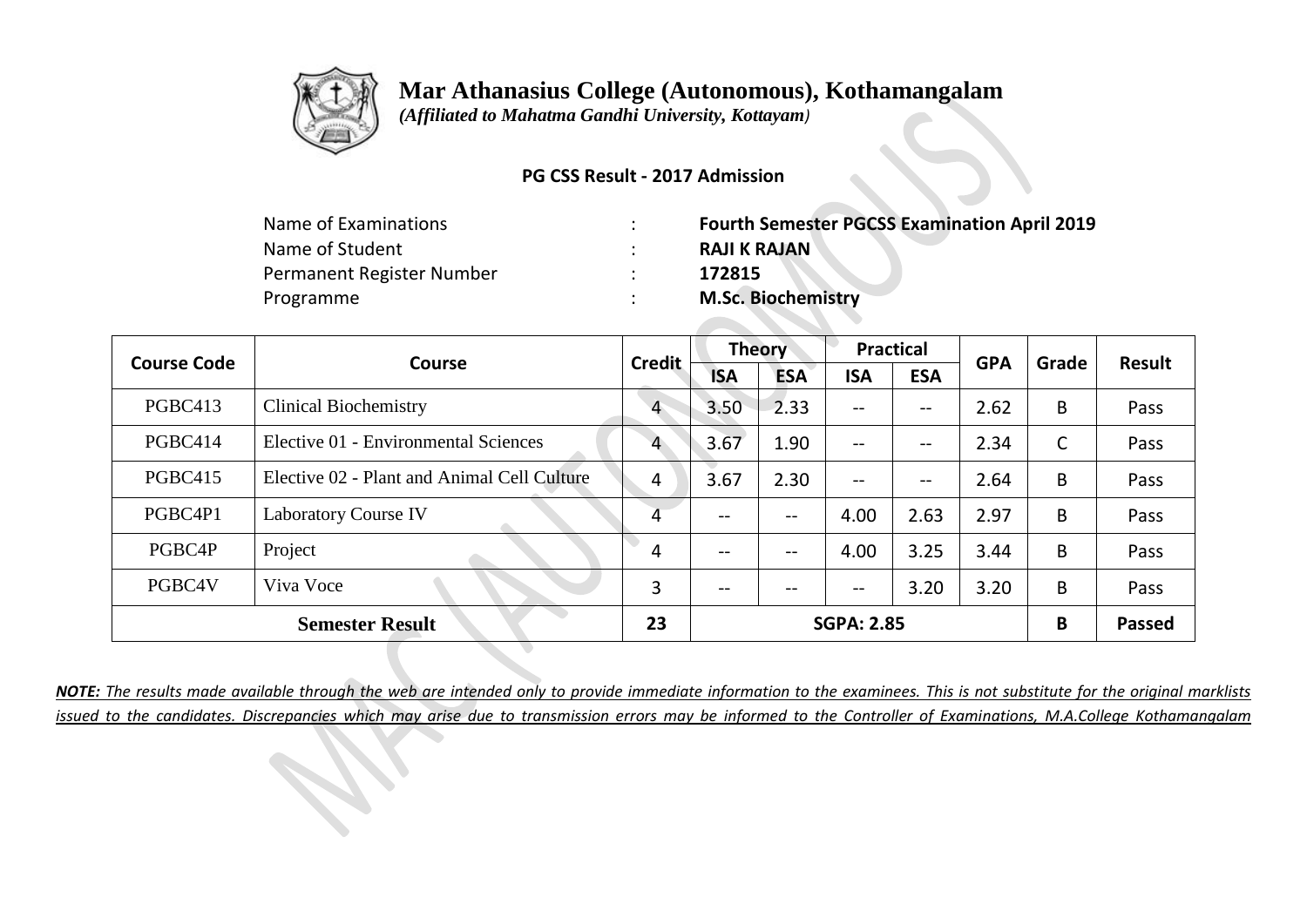# Mar Athanasius College (Autonomous), Kothamangalam

*(Affiliated to Mahatma Gandhi University, Kottayam)*

**PG CSS Result - 2017 Admission**

| | | |
|---|---|---|
| Name of Examinations | : | **Fourth Semester PGCSS Examination April 2019** |
| Name of Student | : | **RAJI K RAJAN** |
| Permanent Register Number | : | **172815** |
| Programme | : | **M.Sc. Biochemistry** |

| Course Code | Course | Credit | Theory | | Practical | | GPA | Grade | Result |
|---|---|---|---|---|---|---|---|---|---|
| | | | ISA | ESA | ISA | ESA | | | |
| PGBC413 | Clinical Biochemistry | 4 | 3.50 | 2.33 | -- | -- | 2.62 | B | Pass |
| PGBC414 | Elective 01 - Environmental Sciences | 4 | 3.67 | 1.90 | -- | -- | 2.34 | C | Pass |
| PGBC415 | Elective 02 - Plant and Animal Cell Culture | 4 | 3.67 | 2.30 | -- | -- | 2.64 | B | Pass |
| PGBC4P1 | Laboratory Course IV | 4 | -- | -- | 4.00 | 2.63 | 2.97 | B | Pass |
| PGBC4P | Project | 4 | -- | -- | 4.00 | 3.25 | 3.44 | B | Pass |
| PGBC4V | Viva Voce | 3 | -- | -- | -- | 3.20 | 3.20 | B | Pass |
| **Semester Result** | | **23** | **SGPA: 2.85** | | | | | **B** | **Passed** |

***NOTE:*** *The results made available through the web are intended only to provide immediate information to the examinees. This is not substitute for the original marklists issued to the candidates. Discrepancies which may arise due to transmission errors may be informed to the Controller of Examinations, M.A.College Kothamangalam*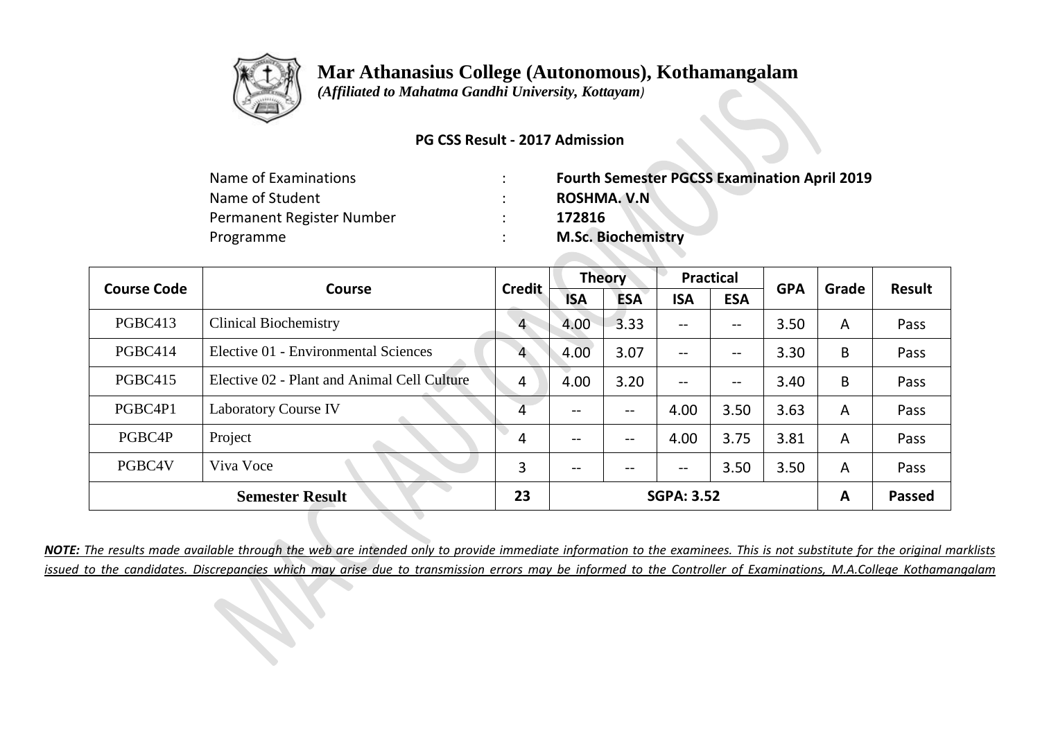# Mar Athanasius College (Autonomous), Kothamangalam

*(Affiliated to Mahatma Gandhi University, Kottayam)*

**PG CSS Result - 2017 Admission**

| | | |
|---|---|---|
| Name of Examinations | : | **Fourth Semester PGCSS Examination April 2019** |
| Name of Student | : | **ROSHMA. V.N** |
| Permanent Register Number | : | **172816** |
| Programme | : | **M.Sc. Biochemistry** |

| Course Code | Course | Credit | Theory | | Practical | | GPA | Grade | Result |
|---|---|---|---|---|---|---|---|---|---|
| | | | ISA | ESA | ISA | ESA | | | |
| PGBC413 | Clinical Biochemistry | 4 | 4.00 | 3.33 | -- | -- | 3.50 | A | Pass |
| PGBC414 | Elective 01 - Environmental Sciences | 4 | 4.00 | 3.07 | -- | -- | 3.30 | B | Pass |
| PGBC415 | Elective 02 - Plant and Animal Cell Culture | 4 | 4.00 | 3.20 | -- | -- | 3.40 | B | Pass |
| PGBC4P1 | Laboratory Course IV | 4 | -- | -- | 4.00 | 3.50 | 3.63 | A | Pass |
| PGBC4P | Project | 4 | -- | -- | 4.00 | 3.75 | 3.81 | A | Pass |
| PGBC4V | Viva Voce | 3 | -- | -- | -- | 3.50 | 3.50 | A | Pass |
| **Semester Result** | | **23** | **SGPA: 3.52** | | | | | **A** | **Passed** |

***NOTE:*** *The results made available through the web are intended only to provide immediate information to the examinees. This is not substitute for the original marklists issued to the candidates. Discrepancies which may arise due to transmission errors may be informed to the Controller of Examinations, M.A.College Kothamangalam*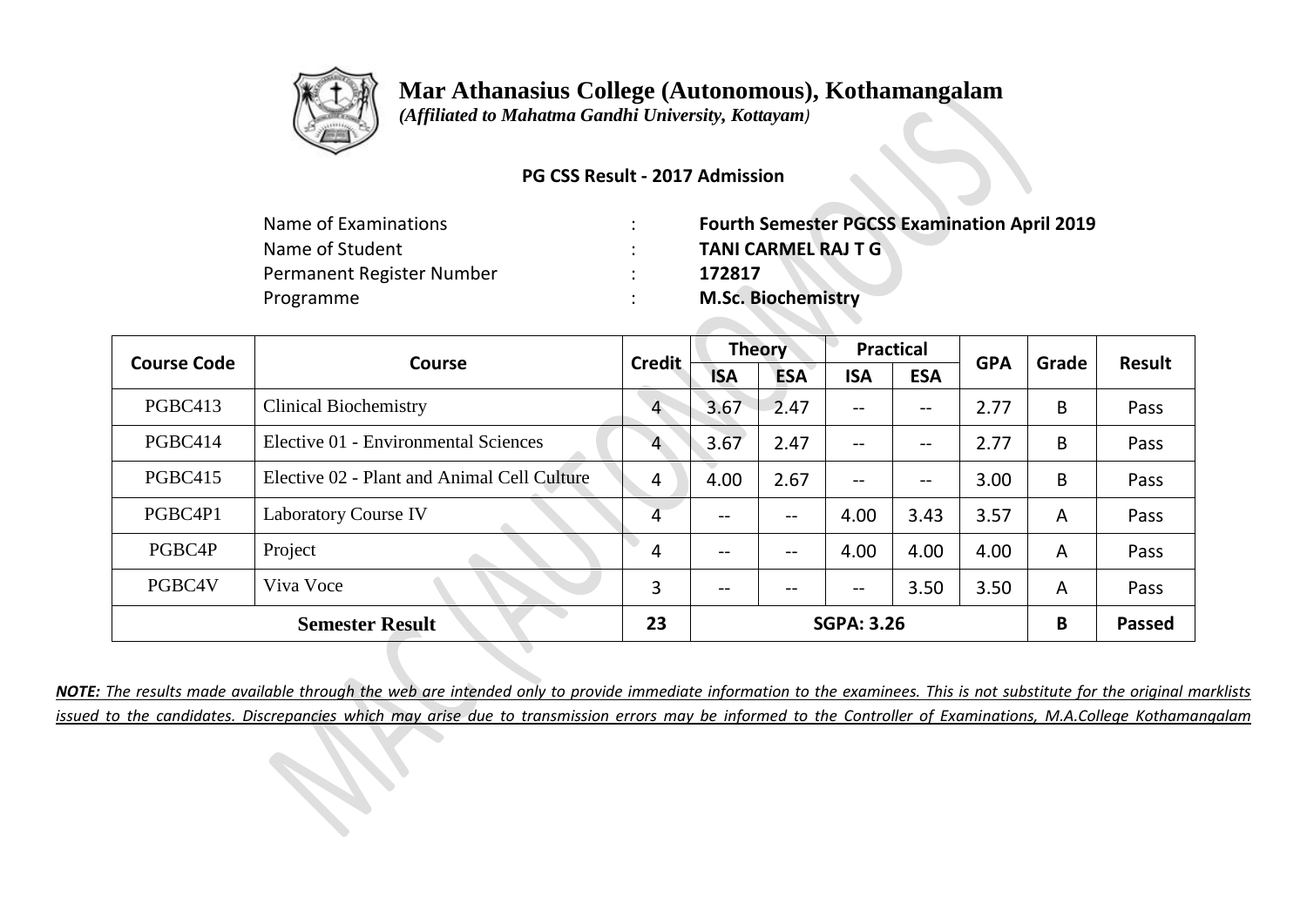# Mar Athanasius College (Autonomous), Kothamangalam

*(Affiliated to Mahatma Gandhi University, Kottayam)*

**PG CSS Result - 2017 Admission**

| | | |
|---|---|---|
| Name of Examinations | : | **Fourth Semester PGCSS Examination April 2019** |
| Name of Student | : | **TANI CARMEL RAJ T G** |
| Permanent Register Number | : | **172817** |
| Programme | : | **M.Sc. Biochemistry** |

| Course Code | Course | Credit | Theory | | Practical | | GPA | Grade | Result |
|---|---|---|---|---|---|---|---|---|---|
| | | | ISA | ESA | ISA | ESA | | | |
| PGBC413 | Clinical Biochemistry | 4 | 3.67 | 2.47 | -- | -- | 2.77 | B | Pass |
| PGBC414 | Elective 01 - Environmental Sciences | 4 | 3.67 | 2.47 | -- | -- | 2.77 | B | Pass |
| PGBC415 | Elective 02 - Plant and Animal Cell Culture | 4 | 4.00 | 2.67 | -- | -- | 3.00 | B | Pass |
| PGBC4P1 | Laboratory Course IV | 4 | -- | -- | 4.00 | 3.43 | 3.57 | A | Pass |
| PGBC4P | Project | 4 | -- | -- | 4.00 | 4.00 | 4.00 | A | Pass |
| PGBC4V | Viva Voce | 3 | -- | -- | -- | 3.50 | 3.50 | A | Pass |
| **Semester Result** | | **23** | **SGPA: 3.26** | | | | | **B** | **Passed** |

***NOTE:*** *The results made available through the web are intended only to provide immediate information to the examinees. This is not substitute for the original marklists issued to the candidates. Discrepancies which may arise due to transmission errors may be informed to the Controller of Examinations, M.A.College Kothamangalam*